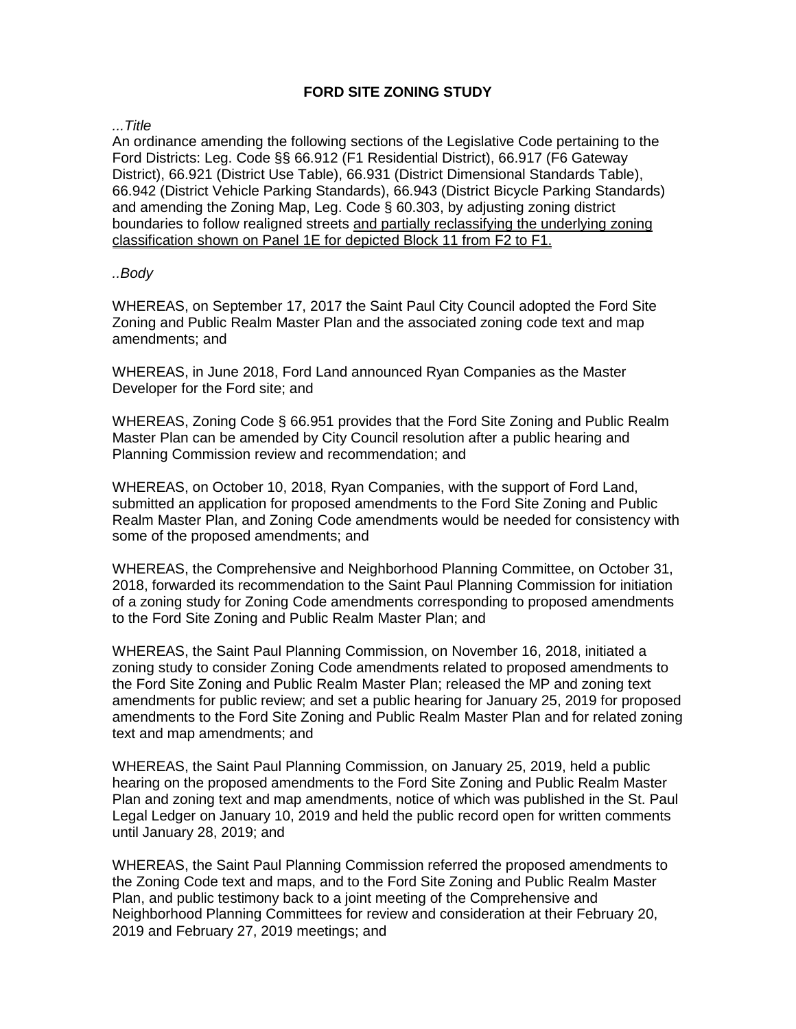**FORD SITE ZONING STUDY**

*...Title*

An ordinance amending the following sections of the Legislative Code pertaining to the Ford Districts: Leg. Code §§ 66.912 (F1 Residential District), 66.917 (F6 Gateway District), 66.921 (District Use Table), 66.931 (District Dimensional Standards Table), 66.942 (District Vehicle Parking Standards), 66.943 (District Bicycle Parking Standards) and amending the Zoning Map, Leg. Code § 60.303, by adjusting zoning district boundaries to follow realigned streets <u>and partially reclassifying the underlying zoning classification shown on Panel 1E for depicted Block 11 from F2 to F1.</u>

*..Body*

WHEREAS, on September 17, 2017 the Saint Paul City Council adopted the Ford Site Zoning and Public Realm Master Plan and the associated zoning code text and map amendments; and

WHEREAS, in June 2018, Ford Land announced Ryan Companies as the Master Developer for the Ford site; and

WHEREAS, Zoning Code § 66.951 provides that the Ford Site Zoning and Public Realm Master Plan can be amended by City Council resolution after a public hearing and Planning Commission review and recommendation; and

WHEREAS, on October 10, 2018, Ryan Companies, with the support of Ford Land, submitted an application for proposed amendments to the Ford Site Zoning and Public Realm Master Plan, and Zoning Code amendments would be needed for consistency with some of the proposed amendments; and

WHEREAS, the Comprehensive and Neighborhood Planning Committee, on October 31, 2018, forwarded its recommendation to the Saint Paul Planning Commission for initiation of a zoning study for Zoning Code amendments corresponding to proposed amendments to the Ford Site Zoning and Public Realm Master Plan; and

WHEREAS, the Saint Paul Planning Commission, on November 16, 2018, initiated a zoning study to consider Zoning Code amendments related to proposed amendments to the Ford Site Zoning and Public Realm Master Plan; released the MP and zoning text amendments for public review; and set a public hearing for January 25, 2019 for proposed amendments to the Ford Site Zoning and Public Realm Master Plan and for related zoning text and map amendments; and

WHEREAS, the Saint Paul Planning Commission, on January 25, 2019, held a public hearing on the proposed amendments to the Ford Site Zoning and Public Realm Master Plan and zoning text and map amendments, notice of which was published in the St. Paul Legal Ledger on January 10, 2019 and held the public record open for written comments until January 28, 2019; and

WHEREAS, the Saint Paul Planning Commission referred the proposed amendments to the Zoning Code text and maps, and to the Ford Site Zoning and Public Realm Master Plan, and public testimony back to a joint meeting of the Comprehensive and Neighborhood Planning Committees for review and consideration at their February 20, 2019 and February 27, 2019 meetings; and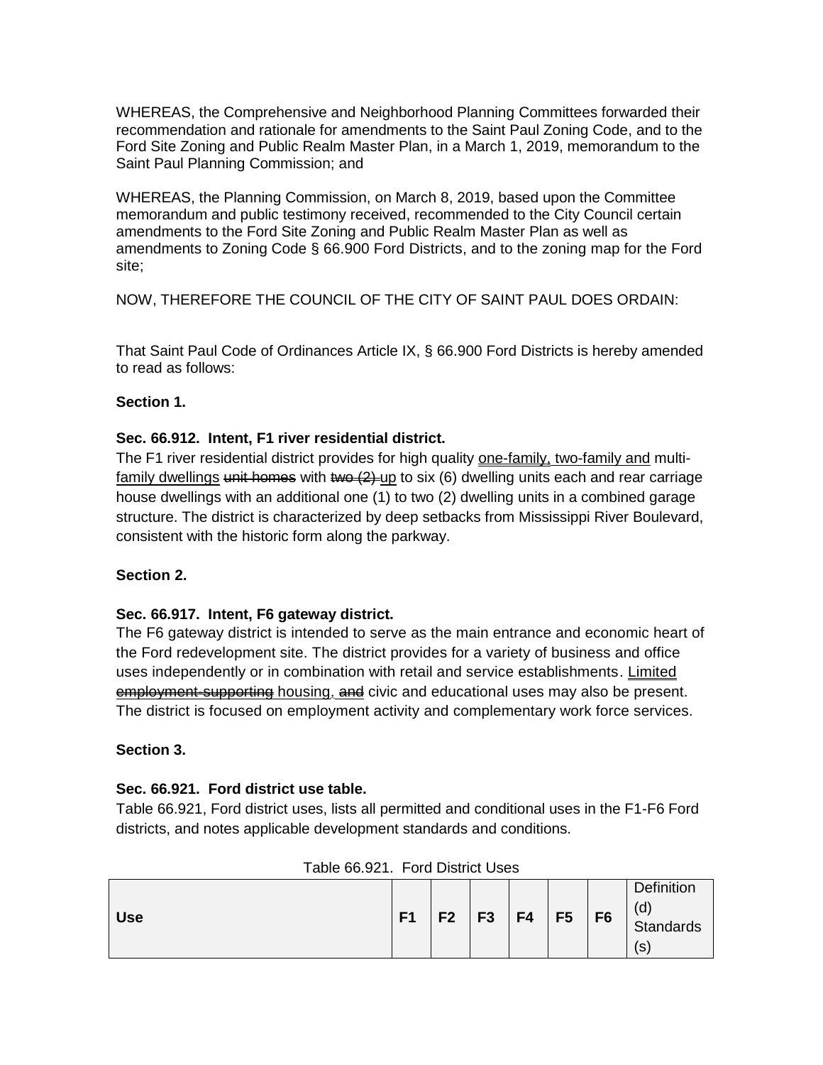WHEREAS, the Comprehensive and Neighborhood Planning Committees forwarded their recommendation and rationale for amendments to the Saint Paul Zoning Code, and to the Ford Site Zoning and Public Realm Master Plan, in a March 1, 2019, memorandum to the Saint Paul Planning Commission; and

WHEREAS, the Planning Commission, on March 8, 2019, based upon the Committee memorandum and public testimony received, recommended to the City Council certain amendments to the Ford Site Zoning and Public Realm Master Plan as well as amendments to Zoning Code § 66.900 Ford Districts, and to the zoning map for the Ford site;

NOW, THEREFORE THE COUNCIL OF THE CITY OF SAINT PAUL DOES ORDAIN:

That Saint Paul Code of Ordinances Article IX, § 66.900 Ford Districts is hereby amended to read as follows:

**Section 1.**

**Sec. 66.912. Intent, F1 river residential district.**

The F1 river residential district provides for high quality <u>one-family, two-family and</u> multi-<u>family dwellings</u> ~~unit homes~~ with ~~two (2)~~ <u>up</u> to six (6) dwelling units each and rear carriage house dwellings with an additional one (1) to two (2) dwelling units in a combined garage structure. The district is characterized by deep setbacks from Mississippi River Boulevard, consistent with the historic form along the parkway.

**Section 2.**

**Sec. 66.917. Intent, F6 gateway district.**

The F6 gateway district is intended to serve as the main entrance and economic heart of the Ford redevelopment site. The district provides for a variety of business and office uses independently or in combination with retail and service establishments. <u>Limited</u> ~~employment-supporting~~ housing<u>,</u> ~~and~~ civic and educational uses may also be present. The district is focused on employment activity and complementary work force services.

**Section 3.**

**Sec. 66.921. Ford district use table.**

Table 66.921, Ford district uses, lists all permitted and conditional uses in the F1-F6 Ford districts, and notes applicable development standards and conditions.

Table 66.921. Ford District Uses

| Use | F1 | F2 | F3 | F4 | F5 | F6 | Definition (d) Standards (s) |
|---|---|---|---|---|---|---|---|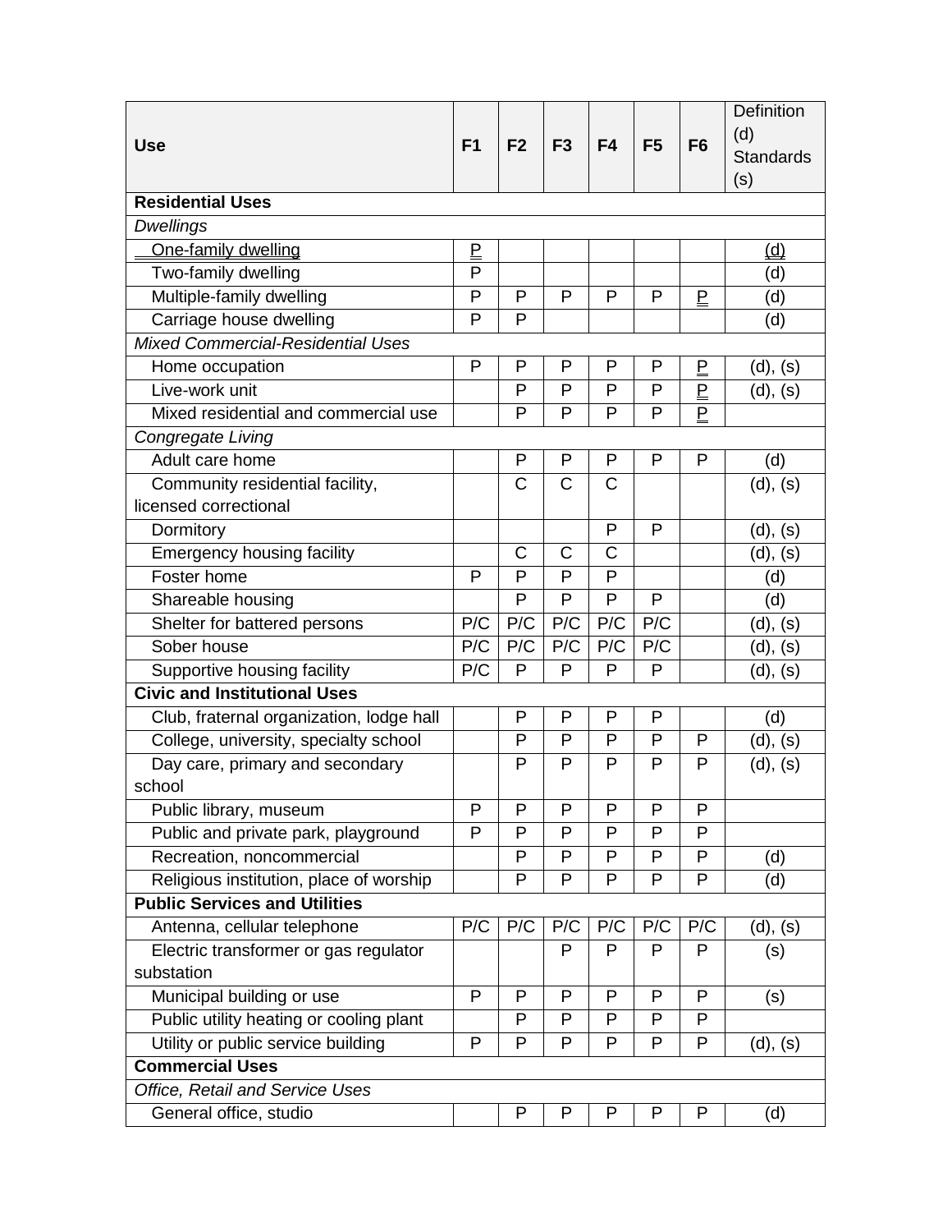| Use | F1 | F2 | F3 | F4 | F5 | F6 | Definition (d) Standards (s) |
|---|---|---|---|---|---|---|---|
| **Residential Uses** | | | | | | | |
| *Dwellings* | | | | | | | |
| One-family dwelling | P | | | | | | (d) |
| Two-family dwelling | P | | | | | | (d) |
| Multiple-family dwelling | P | P | P | P | P | P | (d) |
| Carriage house dwelling | P | P | | | | | (d) |
| *Mixed Commercial-Residential Uses* | | | | | | | |
| Home occupation | P | P | P | P | P | P | (d), (s) |
| Live-work unit | | P | P | P | P | P | (d), (s) |
| Mixed residential and commercial use | | P | P | P | P | P | |
| *Congregate Living* | | | | | | | |
| Adult care home | | P | P | P | P | P | (d) |
| Community residential facility, licensed correctional | | C | C | C | | | (d), (s) |
| Dormitory | | | | P | P | | (d), (s) |
| Emergency housing facility | | C | C | C | | | (d), (s) |
| Foster home | P | P | P | P | | | (d) |
| Shareable housing | | P | P | P | P | | (d) |
| Shelter for battered persons | P/C | P/C | P/C | P/C | P/C | | (d), (s) |
| Sober house | P/C | P/C | P/C | P/C | P/C | | (d), (s) |
| Supportive housing facility | P/C | P | P | P | P | | (d), (s) |
| **Civic and Institutional Uses** | | | | | | | |
| Club, fraternal organization, lodge hall | | P | P | P | P | | (d) |
| College, university, specialty school | | P | P | P | P | P | (d), (s) |
| Day care, primary and secondary school | | P | P | P | P | P | (d), (s) |
| Public library, museum | P | P | P | P | P | P | |
| Public and private park, playground | P | P | P | P | P | P | |
| Recreation, noncommercial | | P | P | P | P | P | (d) |
| Religious institution, place of worship | | P | P | P | P | P | (d) |
| **Public Services and Utilities** | | | | | | | |
| Antenna, cellular telephone | P/C | P/C | P/C | P/C | P/C | P/C | (d), (s) |
| Electric transformer or gas regulator substation | | | P | P | P | P | (s) |
| Municipal building or use | P | P | P | P | P | P | (s) |
| Public utility heating or cooling plant | | P | P | P | P | P | |
| Utility or public service building | P | P | P | P | P | P | (d), (s) |
| **Commercial Uses** | | | | | | | |
| *Office, Retail and Service Uses* | | | | | | | |
| General office, studio | | P | P | P | P | P | (d) |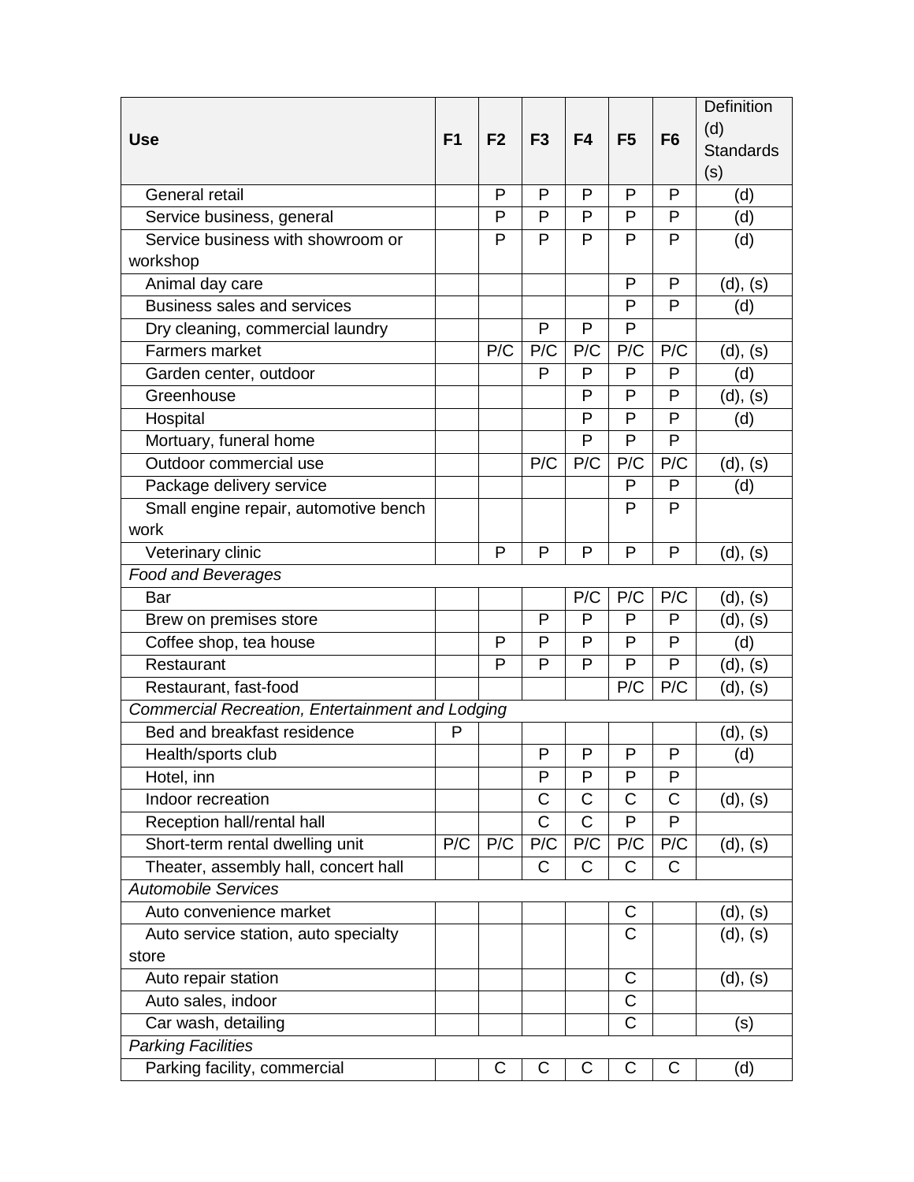| Use | F1 | F2 | F3 | F4 | F5 | F6 | Definition (d) Standards (s) |
|---|---|---|---|---|---|---|---|
| General retail | | P | P | P | P | P | (d) |
| Service business, general | | P | P | P | P | P | (d) |
| Service business with showroom or workshop | | P | P | P | P | P | (d) |
| Animal day care | | | | | P | P | (d), (s) |
| Business sales and services | | | | | P | P | (d) |
| Dry cleaning, commercial laundry | | | P | P | P | | |
| Farmers market | | P/C | P/C | P/C | P/C | P/C | (d), (s) |
| Garden center, outdoor | | | P | P | P | P | (d) |
| Greenhouse | | | | P | P | P | (d), (s) |
| Hospital | | | | P | P | P | (d) |
| Mortuary, funeral home | | | | P | P | P | |
| Outdoor commercial use | | | P/C | P/C | P/C | P/C | (d), (s) |
| Package delivery service | | | | | P | P | (d) |
| Small engine repair, automotive bench work | | | | | P | P | |
| Veterinary clinic | | P | P | P | P | P | (d), (s) |
| *Food and Beverages* | | | | | | | |
| Bar | | | | P/C | P/C | P/C | (d), (s) |
| Brew on premises store | | | P | P | P | P | (d), (s) |
| Coffee shop, tea house | | P | P | P | P | P | (d) |
| Restaurant | | P | P | P | P | P | (d), (s) |
| Restaurant, fast-food | | | | | P/C | P/C | (d), (s) |
| *Commercial Recreation, Entertainment and Lodging* | | | | | | | |
| Bed and breakfast residence | P | | | | | | (d), (s) |
| Health/sports club | | | P | P | P | P | (d) |
| Hotel, inn | | | P | P | P | P | |
| Indoor recreation | | | C | C | C | C | (d), (s) |
| Reception hall/rental hall | | | C | C | P | P | |
| Short-term rental dwelling unit | P/C | P/C | P/C | P/C | P/C | P/C | (d), (s) |
| Theater, assembly hall, concert hall | | | C | C | C | C | |
| *Automobile Services* | | | | | | | |
| Auto convenience market | | | | | C | | (d), (s) |
| Auto service station, auto specialty store | | | | | C | | (d), (s) |
| Auto repair station | | | | | C | | (d), (s) |
| Auto sales, indoor | | | | | C | | |
| Car wash, detailing | | | | | C | | (s) |
| *Parking Facilities* | | | | | | | |
| Parking facility, commercial | | C | C | C | C | C | (d) |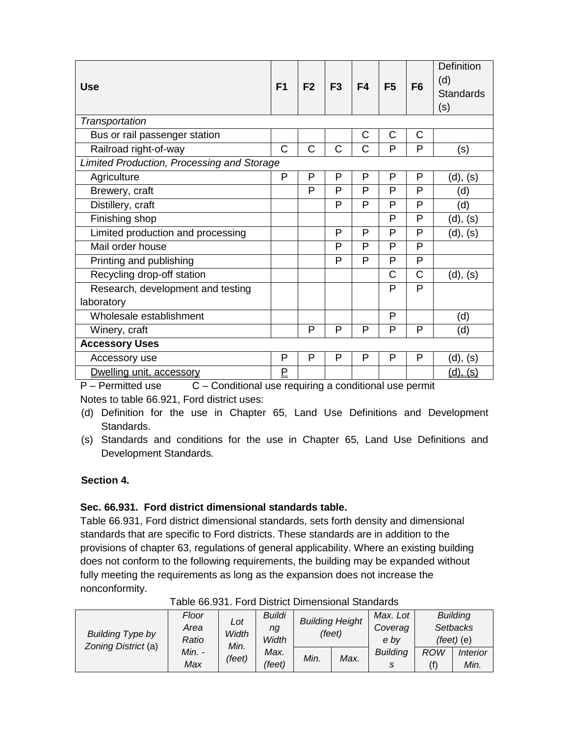| Use | F1 | F2 | F3 | F4 | F5 | F6 | Definition (d) Standards (s) |
|---|---|---|---|---|---|---|---|
| *Transportation* | | | | | | | |
| Bus or rail passenger station | | | | C | C | C | |
| Railroad right-of-way | C | C | C | C | P | P | (s) |
| *Limited Production, Processing and Storage* | | | | | | | |
| Agriculture | P | P | P | P | P | P | (d), (s) |
| Brewery, craft | | P | P | P | P | P | (d) |
| Distillery, craft | | | P | P | P | P | (d) |
| Finishing shop | | | | | P | P | (d), (s) |
| Limited production and processing | | | P | P | P | P | (d), (s) |
| Mail order house | | | P | P | P | P | |
| Printing and publishing | | | P | P | P | P | |
| Recycling drop-off station | | | | | C | C | (d), (s) |
| Research, development and testing laboratory | | | | | P | P | |
| Wholesale establishment | | | | | P | | (d) |
| Winery, craft | | P | P | P | P | P | (d) |
| **Accessory Uses** | | | | | | | |
| Accessory use | P | P | P | P | P | P | (d), (s) |
| <u>Dwelling unit, accessory</u> | <u>P</u> | | | | | | <u>(d), (s)</u> |

P – Permitted use  C – Conditional use requiring a conditional use permit

Notes to table 66.921, Ford district uses:

(d) Definition for the use in Chapter 65, Land Use Definitions and Development Standards.

(s) Standards and conditions for the use in Chapter 65, Land Use Definitions and Development Standards.

**Section 4.**

**Sec. 66.931. Ford district dimensional standards table.**

Table 66.931, Ford district dimensional standards, sets forth density and dimensional standards that are specific to Ford districts. These standards are in addition to the provisions of chapter 63, regulations of general applicability. Where an existing building does not conform to the following requirements, the building may be expanded without fully meeting the requirements as long as the expansion does not increase the nonconformity.

Table 66.931. Ford District Dimensional Standards

| *Building Type by Zoning District* (a) | *Floor Area Ratio Min. - Max* | *Lot Width Min. (feet)* | *Building Width Max. (feet)* | *Building Height (feet)* | | *Max. Lot Coverage by Buildings* | *Building Setbacks (feet)* (e) | |
|---|---|---|---|---|---|---|---|---|
| | | | | *Min.* | *Max.* | | *ROW* (f) | *Interior Min.* |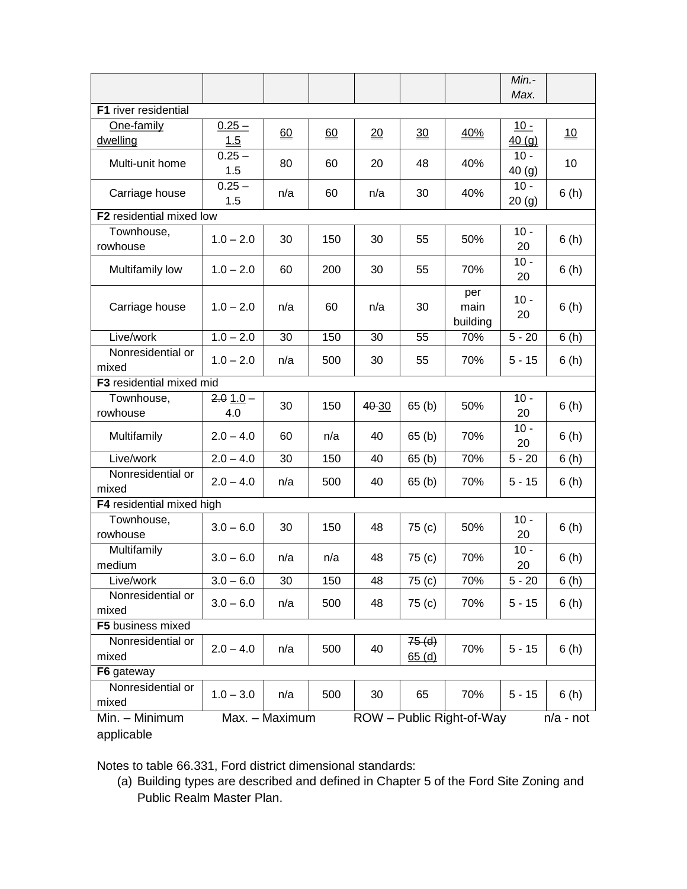| | | | | | | | *Min.-Max.* | |
|---|---|---|---|---|---|---|---|---|
| **F1** river residential | | | | | | | | |
| One-family dwelling | 0.25 – 1.5 | 60 | 60 | 20 | 30 | 40% | 10 - 40 (g) | 10 |
| Multi-unit home | 0.25 – 1.5 | 80 | 60 | 20 | 48 | 40% | 10 - 40 (g) | 10 |
| Carriage house | 0.25 – 1.5 | n/a | 60 | n/a | 30 | 40% | 10 - 20 (g) | 6 (h) |
| **F2** residential mixed low | | | | | | | | |
| Townhouse, rowhouse | 1.0 – 2.0 | 30 | 150 | 30 | 55 | 50% | 10 - 20 | 6 (h) |
| Multifamily low | 1.0 – 2.0 | 60 | 200 | 30 | 55 | 70% | 10 - 20 | 6 (h) |
| Carriage house | 1.0 – 2.0 | n/a | 60 | n/a | 30 | per main building | 10 - 20 | 6 (h) |
| Live/work | 1.0 – 2.0 | 30 | 150 | 30 | 55 | 70% | 5 - 20 | 6 (h) |
| Nonresidential or mixed | 1.0 – 2.0 | n/a | 500 | 30 | 55 | 70% | 5 - 15 | 6 (h) |
| **F3** residential mixed mid | | | | | | | | |
| Townhouse, rowhouse | ~~2.0~~ 1.0 – 4.0 | 30 | 150 | ~~40~~ 30 | 65 (b) | 50% | 10 - 20 | 6 (h) |
| Multifamily | 2.0 – 4.0 | 60 | n/a | 40 | 65 (b) | 70% | 10 - 20 | 6 (h) |
| Live/work | 2.0 – 4.0 | 30 | 150 | 40 | 65 (b) | 70% | 5 - 20 | 6 (h) |
| Nonresidential or mixed | 2.0 – 4.0 | n/a | 500 | 40 | 65 (b) | 70% | 5 - 15 | 6 (h) |
| **F4** residential mixed high | | | | | | | | |
| Townhouse, rowhouse | 3.0 – 6.0 | 30 | 150 | 48 | 75 (c) | 50% | 10 - 20 | 6 (h) |
| Multifamily medium | 3.0 – 6.0 | n/a | n/a | 48 | 75 (c) | 70% | 10 - 20 | 6 (h) |
| Live/work | 3.0 – 6.0 | 30 | 150 | 48 | 75 (c) | 70% | 5 - 20 | 6 (h) |
| Nonresidential or mixed | 3.0 – 6.0 | n/a | 500 | 48 | 75 (c) | 70% | 5 - 15 | 6 (h) |
| **F5** business mixed | | | | | | | | |
| Nonresidential or mixed | 2.0 – 4.0 | n/a | 500 | 40 | ~~75 (d)~~ 65 (d) | 70% | 5 - 15 | 6 (h) |
| **F6** gateway | | | | | | | | |
| Nonresidential or mixed | 1.0 – 3.0 | n/a | 500 | 30 | 65 | 70% | 5 - 15 | 6 (h) |

Min. – Minimum Max. – Maximum ROW – Public Right-of-Way n/a - not applicable

Notes to table 66.331, Ford district dimensional standards:

(a) Building types are described and defined in Chapter 5 of the Ford Site Zoning and Public Realm Master Plan.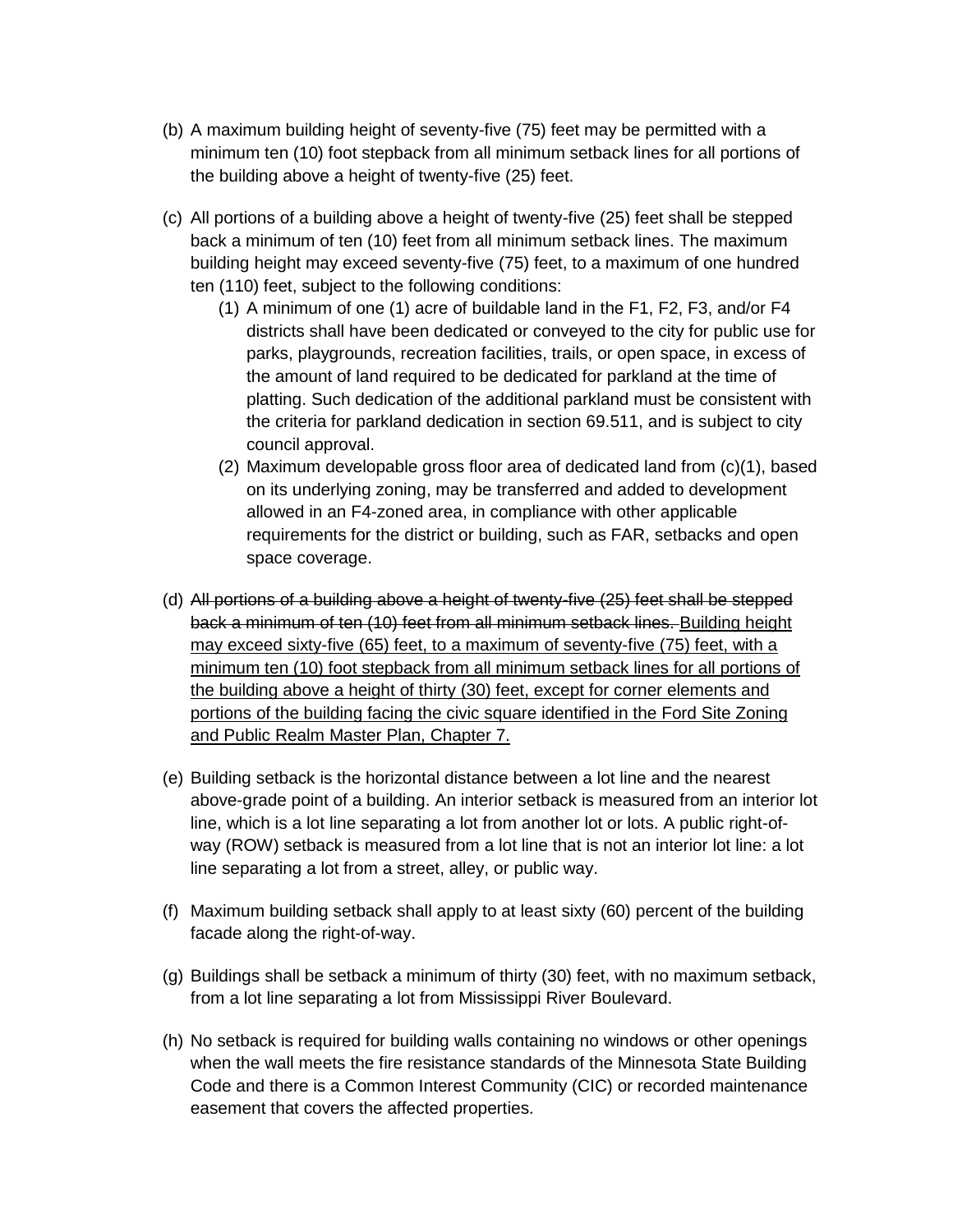(b) A maximum building height of seventy-five (75) feet may be permitted with a minimum ten (10) foot stepback from all minimum setback lines for all portions of the building above a height of twenty-five (25) feet.

(c) All portions of a building above a height of twenty-five (25) feet shall be stepped back a minimum of ten (10) feet from all minimum setback lines. The maximum building height may exceed seventy-five (75) feet, to a maximum of one hundred ten (110) feet, subject to the following conditions:

   (1) A minimum of one (1) acre of buildable land in the F1, F2, F3, and/or F4 districts shall have been dedicated or conveyed to the city for public use for parks, playgrounds, recreation facilities, trails, or open space, in excess of the amount of land required to be dedicated for parkland at the time of platting. Such dedication of the additional parkland must be consistent with the criteria for parkland dedication in section 69.511, and is subject to city council approval.

   (2) Maximum developable gross floor area of dedicated land from (c)(1), based on its underlying zoning, may be transferred and added to development allowed in an F4-zoned area, in compliance with other applicable requirements for the district or building, such as FAR, setbacks and open space coverage.

(d) ~~All portions of a building above a height of twenty-five (25) feet shall be stepped back a minimum of ten (10) feet from all minimum setback lines.~~ <u>Building height may exceed sixty-five (65) feet, to a maximum of seventy-five (75) feet, with a minimum ten (10) foot stepback from all minimum setback lines for all portions of the building above a height of thirty (30) feet, except for corner elements and portions of the building facing the civic square identified in the Ford Site Zoning and Public Realm Master Plan, Chapter 7.</u>

(e) Building setback is the horizontal distance between a lot line and the nearest above-grade point of a building. An interior setback is measured from an interior lot line, which is a lot line separating a lot from another lot or lots. A public right-of-way (ROW) setback is measured from a lot line that is not an interior lot line: a lot line separating a lot from a street, alley, or public way.

(f) Maximum building setback shall apply to at least sixty (60) percent of the building facade along the right-of-way.

(g) Buildings shall be setback a minimum of thirty (30) feet, with no maximum setback, from a lot line separating a lot from Mississippi River Boulevard.

(h) No setback is required for building walls containing no windows or other openings when the wall meets the fire resistance standards of the Minnesota State Building Code and there is a Common Interest Community (CIC) or recorded maintenance easement that covers the affected properties.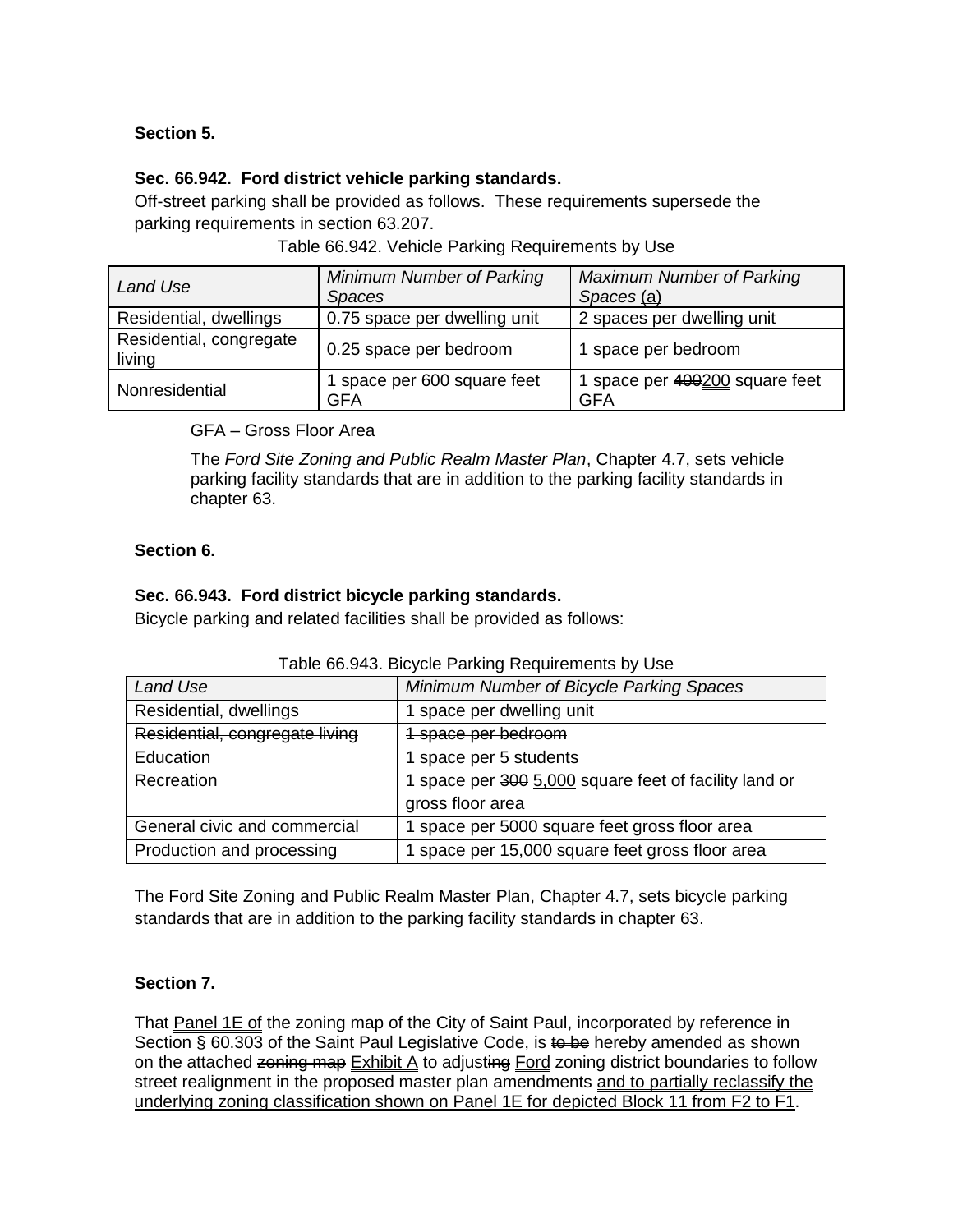**Section 5.**

**Sec. 66.942. Ford district vehicle parking standards.**

Off-street parking shall be provided as follows. These requirements supersede the parking requirements in section 63.207.

Table 66.942. Vehicle Parking Requirements by Use

| *Land Use* | *Minimum Number of Parking Spaces* | *Maximum Number of Parking Spaces* (a) |
|---|---|---|
| Residential, dwellings | 0.75 space per dwelling unit | 2 spaces per dwelling unit |
| Residential, congregate living | 0.25 space per bedroom | 1 space per bedroom |
| Nonresidential | 1 space per 600 square feet GFA | 1 space per ~~400~~200 square feet GFA |

GFA – Gross Floor Area

The *Ford Site Zoning and Public Realm Master Plan*, Chapter 4.7, sets vehicle parking facility standards that are in addition to the parking facility standards in chapter 63.

**Section 6.**

**Sec. 66.943. Ford district bicycle parking standards.**

Bicycle parking and related facilities shall be provided as follows:

Table 66.943. Bicycle Parking Requirements by Use

| *Land Use* | *Minimum Number of Bicycle Parking Spaces* |
|---|---|
| Residential, dwellings | 1 space per dwelling unit |
| ~~Residential, congregate living~~ | ~~1 space per bedroom~~ |
| Education | 1 space per 5 students |
| Recreation | 1 space per ~~300~~ 5,000 square feet of facility land or gross floor area |
| General civic and commercial | 1 space per 5000 square feet gross floor area |
| Production and processing | 1 space per 15,000 square feet gross floor area |

The Ford Site Zoning and Public Realm Master Plan, Chapter 4.7, sets bicycle parking standards that are in addition to the parking facility standards in chapter 63.

**Section 7.**

That Panel 1E of the zoning map of the City of Saint Paul, incorporated by reference in Section § 60.303 of the Saint Paul Legislative Code, is ~~to be~~ hereby amended as shown on the attached ~~zoning map~~ Exhibit A to adjust~~ing~~ Ford zoning district boundaries to follow street realignment in the proposed master plan amendments and to partially reclassify the underlying zoning classification shown on Panel 1E for depicted Block 11 from F2 to F1.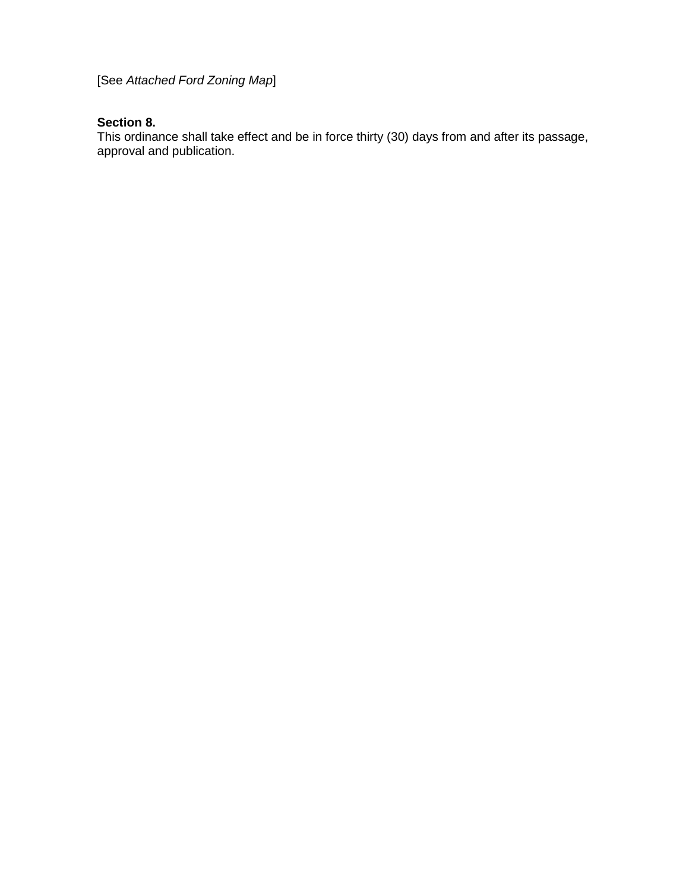[See *Attached Ford Zoning Map*]

**Section 8.**
This ordinance shall take effect and be in force thirty (30) days from and after its passage, approval and publication.